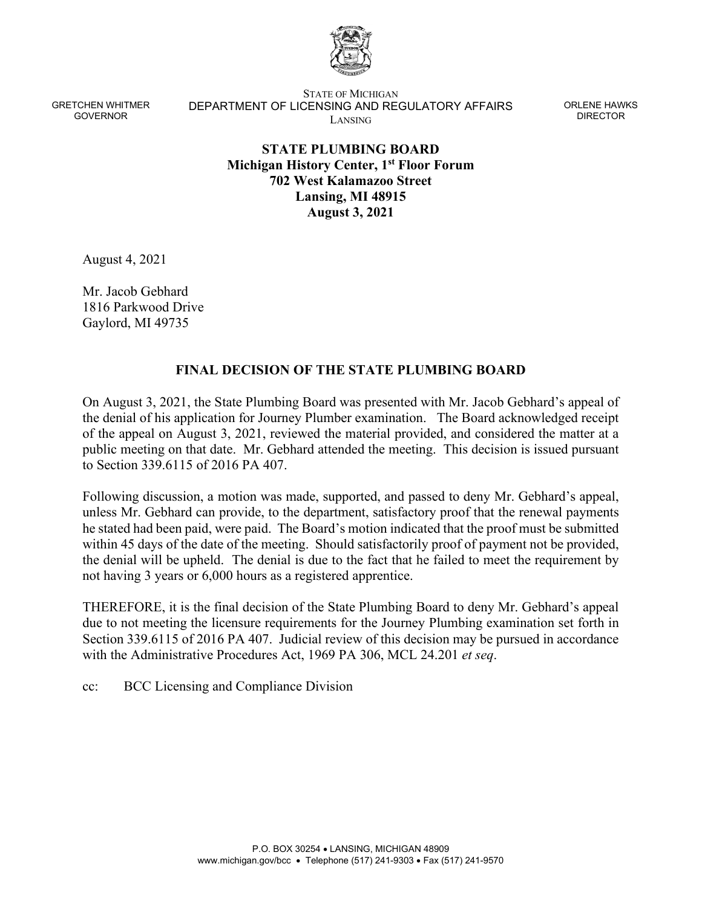GRETCHEN WHITMER
GOVERNOR

STATE OF MICHIGAN
DEPARTMENT OF LICENSING AND REGULATORY AFFAIRS
LANSING

ORLENE HAWKS
DIRECTOR

**STATE PLUMBING BOARD**
**Michigan History Center, 1st Floor Forum**
**702 West Kalamazoo Street**
**Lansing, MI 48915**
**August 3, 2021**

August 4, 2021

Mr. Jacob Gebhard
1816 Parkwood Drive
Gaylord, MI 49735

## FINAL DECISION OF THE STATE PLUMBING BOARD

On August 3, 2021, the State Plumbing Board was presented with Mr. Jacob Gebhard's appeal of the denial of his application for Journey Plumber examination. The Board acknowledged receipt of the appeal on August 3, 2021, reviewed the material provided, and considered the matter at a public meeting on that date. Mr. Gebhard attended the meeting. This decision is issued pursuant to Section 339.6115 of 2016 PA 407.

Following discussion, a motion was made, supported, and passed to deny Mr. Gebhard's appeal, unless Mr. Gebhard can provide, to the department, satisfactory proof that the renewal payments he stated had been paid, were paid. The Board's motion indicated that the proof must be submitted within 45 days of the date of the meeting. Should satisfactorily proof of payment not be provided, the denial will be upheld. The denial is due to the fact that he failed to meet the requirement by not having 3 years or 6,000 hours as a registered apprentice.

THEREFORE, it is the final decision of the State Plumbing Board to deny Mr. Gebhard's appeal due to not meeting the licensure requirements for the Journey Plumbing examination set forth in Section 339.6115 of 2016 PA 407. Judicial review of this decision may be pursued in accordance with the Administrative Procedures Act, 1969 PA 306, MCL 24.201 *et seq*.

cc: BCC Licensing and Compliance Division

P.O. BOX 30254 • LANSING, MICHIGAN 48909
www.michigan.gov/bcc • Telephone (517) 241-9303 • Fax (517) 241-9570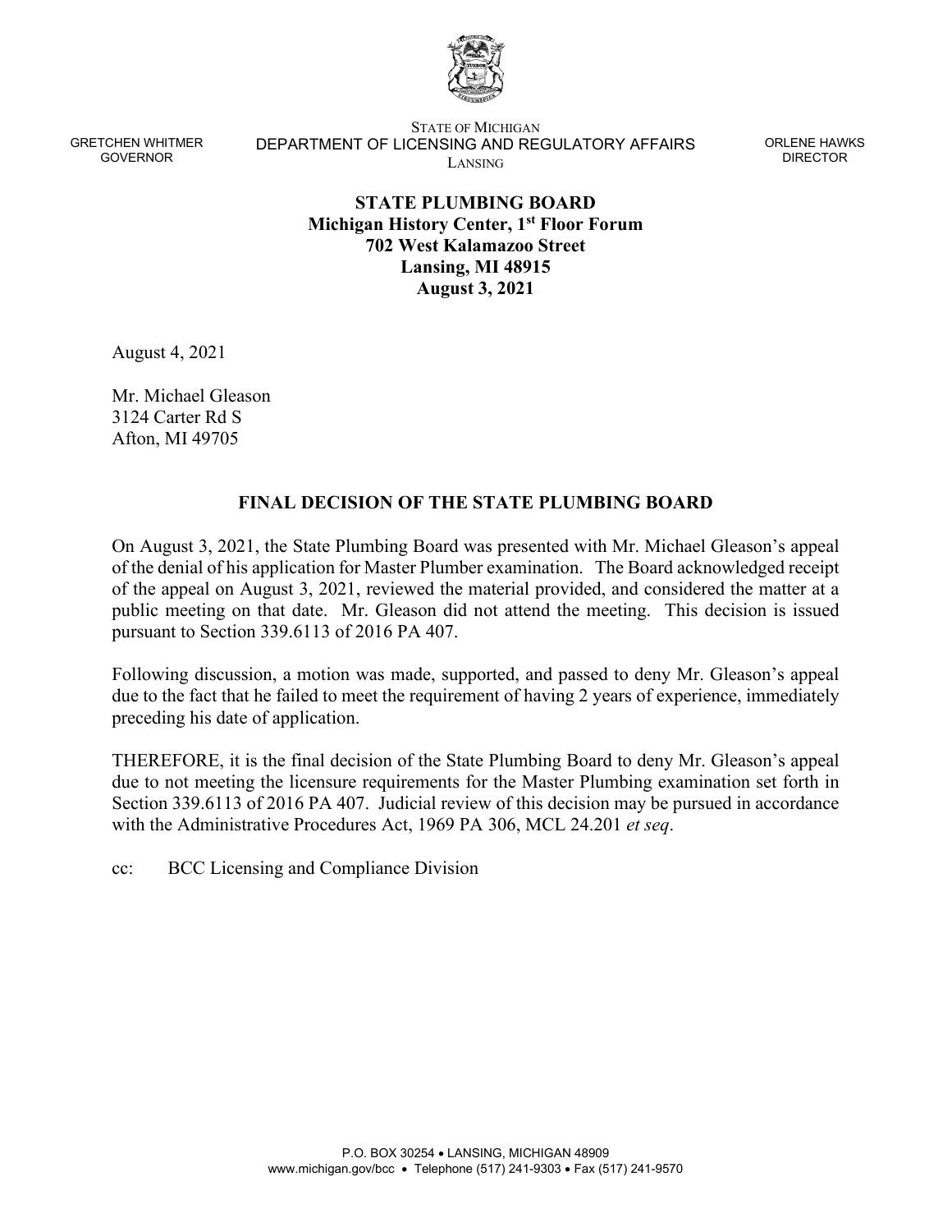GRETCHEN WHITMER
GOVERNOR

STATE OF MICHIGAN
DEPARTMENT OF LICENSING AND REGULATORY AFFAIRS
LANSING

ORLENE HAWKS
DIRECTOR

**STATE PLUMBING BOARD**
**Michigan History Center, 1st Floor Forum**
**702 West Kalamazoo Street**
**Lansing, MI 48915**
**August 3, 2021**

August 4, 2021

Mr. Michael Gleason
3124 Carter Rd S
Afton, MI 49705

## FINAL DECISION OF THE STATE PLUMBING BOARD

On August 3, 2021, the State Plumbing Board was presented with Mr. Michael Gleason's appeal of the denial of his application for Master Plumber examination. The Board acknowledged receipt of the appeal on August 3, 2021, reviewed the material provided, and considered the matter at a public meeting on that date. Mr. Gleason did not attend the meeting. This decision is issued pursuant to Section 339.6113 of 2016 PA 407.

Following discussion, a motion was made, supported, and passed to deny Mr. Gleason's appeal due to the fact that he failed to meet the requirement of having 2 years of experience, immediately preceding his date of application.

THEREFORE, it is the final decision of the State Plumbing Board to deny Mr. Gleason's appeal due to not meeting the licensure requirements for the Master Plumbing examination set forth in Section 339.6113 of 2016 PA 407. Judicial review of this decision may be pursued in accordance with the Administrative Procedures Act, 1969 PA 306, MCL 24.201 *et seq*.

cc: BCC Licensing and Compliance Division

P.O. BOX 30254 • LANSING, MICHIGAN 48909
www.michigan.gov/bcc • Telephone (517) 241-9303 • Fax (517) 241-9570